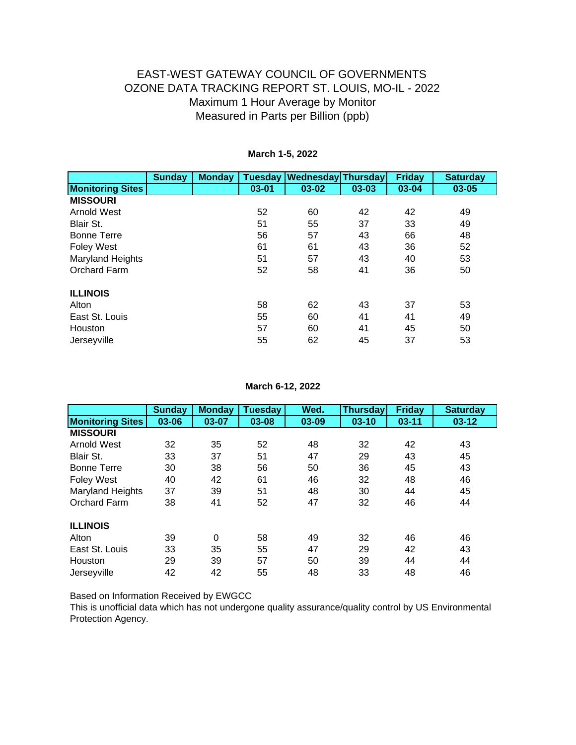# EAST-WEST GATEWAY COUNCIL OF GOVERNMENTS
## OZONE DATA TRACKING REPORT ST. LOUIS, MO-IL - 2022
### Maximum 1 Hour Average by Monitor
### Measured in Parts per Billion (ppb)

**March 1-5, 2022**

| | Sunday | Monday | Tuesday | Wednesday | Thursday | Friday | Saturday |
|---|---|---|---|---|---|---|---|
| **Monitoring Sites** | | | 03-01 | 03-02 | 03-03 | 03-04 | 03-05 |
| **MISSOURI** | | | | | | | |
| Arnold West | | | 52 | 60 | 42 | 42 | 49 |
| Blair St. | | | 51 | 55 | 37 | 33 | 49 |
| Bonne Terre | | | 56 | 57 | 43 | 66 | 48 |
| Foley West | | | 61 | 61 | 43 | 36 | 52 |
| Maryland Heights | | | 51 | 57 | 43 | 40 | 53 |
| Orchard Farm | | | 52 | 58 | 41 | 36 | 50 |
| **ILLINOIS** | | | | | | | |
| Alton | | | 58 | 62 | 43 | 37 | 53 |
| East St. Louis | | | 55 | 60 | 41 | 41 | 49 |
| Houston | | | 57 | 60 | 41 | 45 | 50 |
| Jerseyville | | | 55 | 62 | 45 | 37 | 53 |

**March 6-12, 2022**

| | Sunday | Monday | Tuesday | Wed. | Thursday | Friday | Saturday |
|---|---|---|---|---|---|---|---|
| **Monitoring Sites** | 03-06 | 03-07 | 03-08 | 03-09 | 03-10 | 03-11 | 03-12 |
| **MISSOURI** | | | | | | | |
| Arnold West | 32 | 35 | 52 | 48 | 32 | 42 | 43 |
| Blair St. | 33 | 37 | 51 | 47 | 29 | 43 | 45 |
| Bonne Terre | 30 | 38 | 56 | 50 | 36 | 45 | 43 |
| Foley West | 40 | 42 | 61 | 46 | 32 | 48 | 46 |
| Maryland Heights | 37 | 39 | 51 | 48 | 30 | 44 | 45 |
| Orchard Farm | 38 | 41 | 52 | 47 | 32 | 46 | 44 |
| **ILLINOIS** | | | | | | | |
| Alton | 39 | 0 | 58 | 49 | 32 | 46 | 46 |
| East St. Louis | 33 | 35 | 55 | 47 | 29 | 42 | 43 |
| Houston | 29 | 39 | 57 | 50 | 39 | 44 | 44 |
| Jerseyville | 42 | 42 | 55 | 48 | 33 | 48 | 46 |

Based on Information Received by EWGCC

This is unofficial data which has not undergone quality assurance/quality control by US Environmental Protection Agency.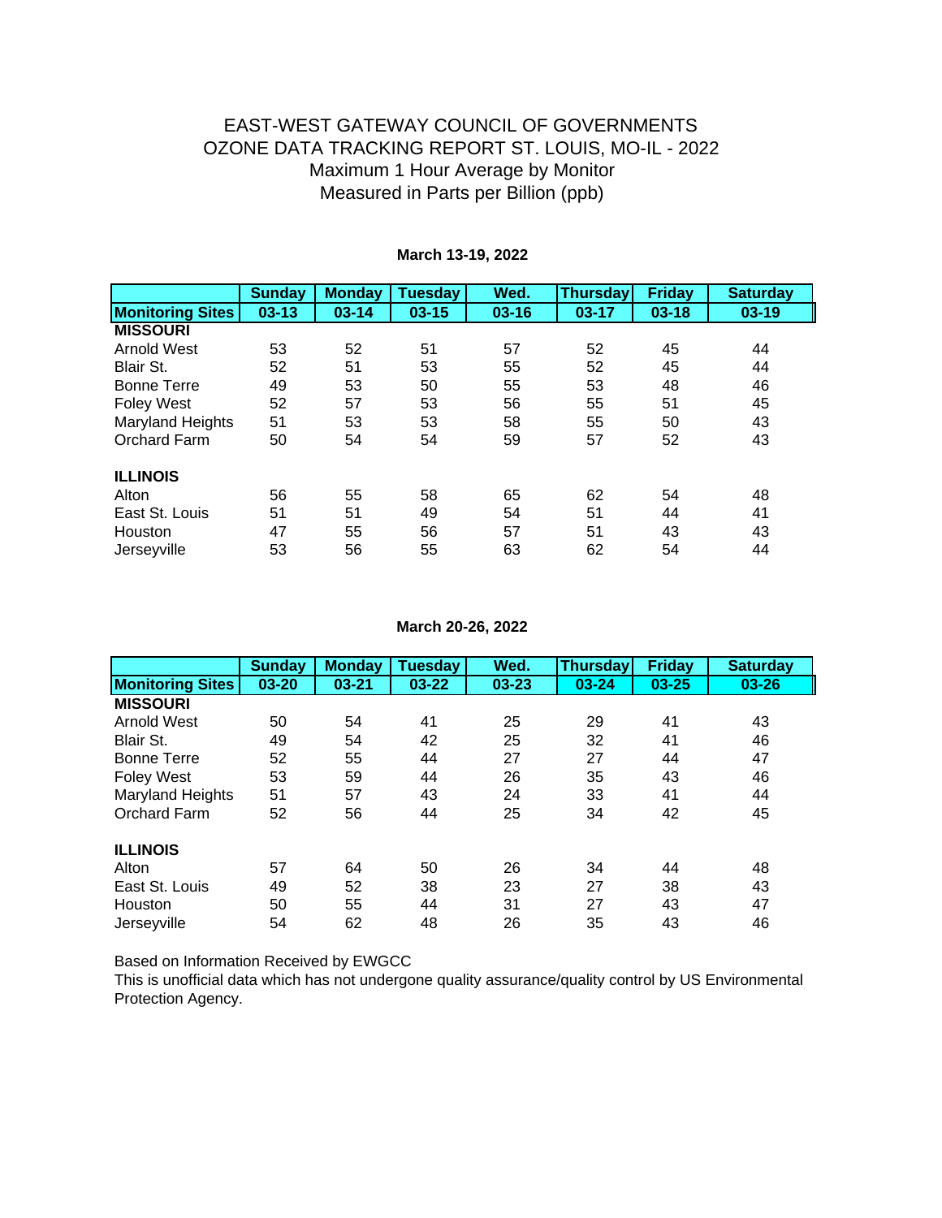EAST-WEST GATEWAY COUNCIL OF GOVERNMENTS
OZONE DATA TRACKING REPORT ST. LOUIS, MO-IL - 2022
Maximum 1 Hour Average by Monitor
Measured in Parts per Billion (ppb)

**March 13-19, 2022**

| | Sunday | Monday | Tuesday | Wed. | Thursday | Friday | Saturday |
|---|---|---|---|---|---|---|---|
| **Monitoring Sites** | **03-13** | **03-14** | **03-15** | **03-16** | **03-17** | **03-18** | **03-19** |
| **MISSOURI** | | | | | | | |
| Arnold West | 53 | 52 | 51 | 57 | 52 | 45 | 44 |
| Blair St. | 52 | 51 | 53 | 55 | 52 | 45 | 44 |
| Bonne Terre | 49 | 53 | 50 | 55 | 53 | 48 | 46 |
| Foley West | 52 | 57 | 53 | 56 | 55 | 51 | 45 |
| Maryland Heights | 51 | 53 | 53 | 58 | 55 | 50 | 43 |
| Orchard Farm | 50 | 54 | 54 | 59 | 57 | 52 | 43 |
| | | | | | | | |
| **ILLINOIS** | | | | | | | |
| Alton | 56 | 55 | 58 | 65 | 62 | 54 | 48 |
| East St. Louis | 51 | 51 | 49 | 54 | 51 | 44 | 41 |
| Houston | 47 | 55 | 56 | 57 | 51 | 43 | 43 |
| Jerseyville | 53 | 56 | 55 | 63 | 62 | 54 | 44 |

**March 20-26, 2022**

| | Sunday | Monday | Tuesday | Wed. | Thursday | Friday | Saturday |
|---|---|---|---|---|---|---|---|
| **Monitoring Sites** | **03-20** | **03-21** | **03-22** | **03-23** | **03-24** | **03-25** | **03-26** |
| **MISSOURI** | | | | | | | |
| Arnold West | 50 | 54 | 41 | 25 | 29 | 41 | 43 |
| Blair St. | 49 | 54 | 42 | 25 | 32 | 41 | 46 |
| Bonne Terre | 52 | 55 | 44 | 27 | 27 | 44 | 47 |
| Foley West | 53 | 59 | 44 | 26 | 35 | 43 | 46 |
| Maryland Heights | 51 | 57 | 43 | 24 | 33 | 41 | 44 |
| Orchard Farm | 52 | 56 | 44 | 25 | 34 | 42 | 45 |
| | | | | | | | |
| **ILLINOIS** | | | | | | | |
| Alton | 57 | 64 | 50 | 26 | 34 | 44 | 48 |
| East St. Louis | 49 | 52 | 38 | 23 | 27 | 38 | 43 |
| Houston | 50 | 55 | 44 | 31 | 27 | 43 | 47 |
| Jerseyville | 54 | 62 | 48 | 26 | 35 | 43 | 46 |

Based on Information Received by EWGCC
This is unofficial data which has not undergone quality assurance/quality control by US Environmental Protection Agency.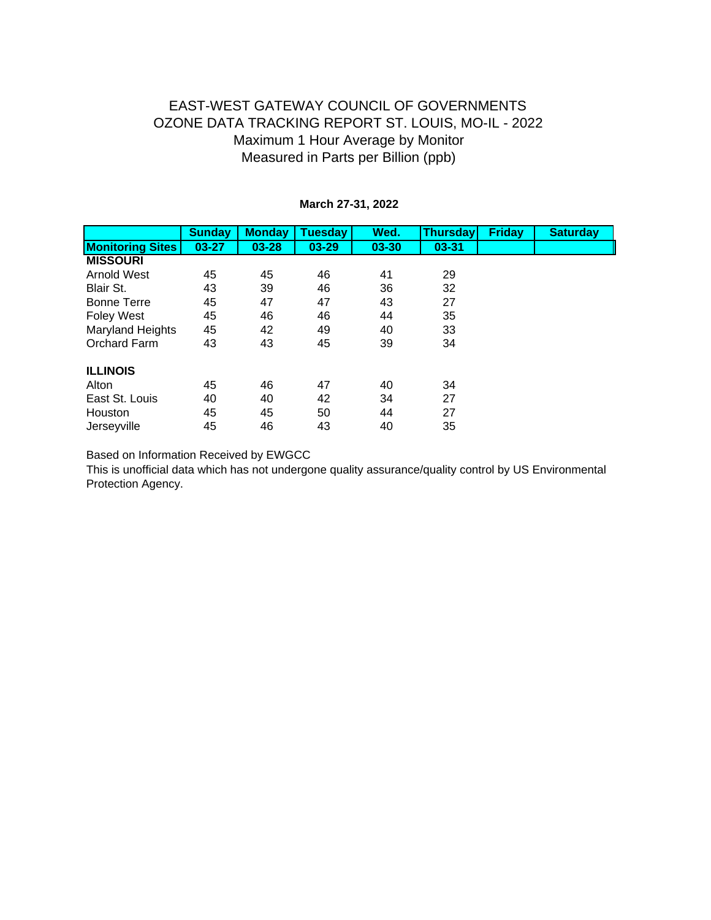# EAST-WEST GATEWAY COUNCIL OF GOVERNMENTS
# OZONE DATA TRACKING REPORT ST. LOUIS, MO-IL - 2022
## Maximum 1 Hour Average by Monitor
## Measured in Parts per Billion (ppb)

**March 27-31, 2022**

| | Sunday | Monday | Tuesday | Wed. | Thursday | Friday | Saturday |
|---|---|---|---|---|---|---|---|
| **Monitoring Sites** | **03-27** | **03-28** | **03-29** | **03-30** | **03-31** | | |
| **MISSOURI** | | | | | | | |
| Arnold West | 45 | 45 | 46 | 41 | 29 | | |
| Blair St. | 43 | 39 | 46 | 36 | 32 | | |
| Bonne Terre | 45 | 47 | 47 | 43 | 27 | | |
| Foley West | 45 | 46 | 46 | 44 | 35 | | |
| Maryland Heights | 45 | 42 | 49 | 40 | 33 | | |
| Orchard Farm | 43 | 43 | 45 | 39 | 34 | | |
| **ILLINOIS** | | | | | | | |
| Alton | 45 | 46 | 47 | 40 | 34 | | |
| East St. Louis | 40 | 40 | 42 | 34 | 27 | | |
| Houston | 45 | 45 | 50 | 44 | 27 | | |
| Jerseyville | 45 | 46 | 43 | 40 | 35 | | |

Based on Information Received by EWGCC

This is unofficial data which has not undergone quality assurance/quality control by US Environmental Protection Agency.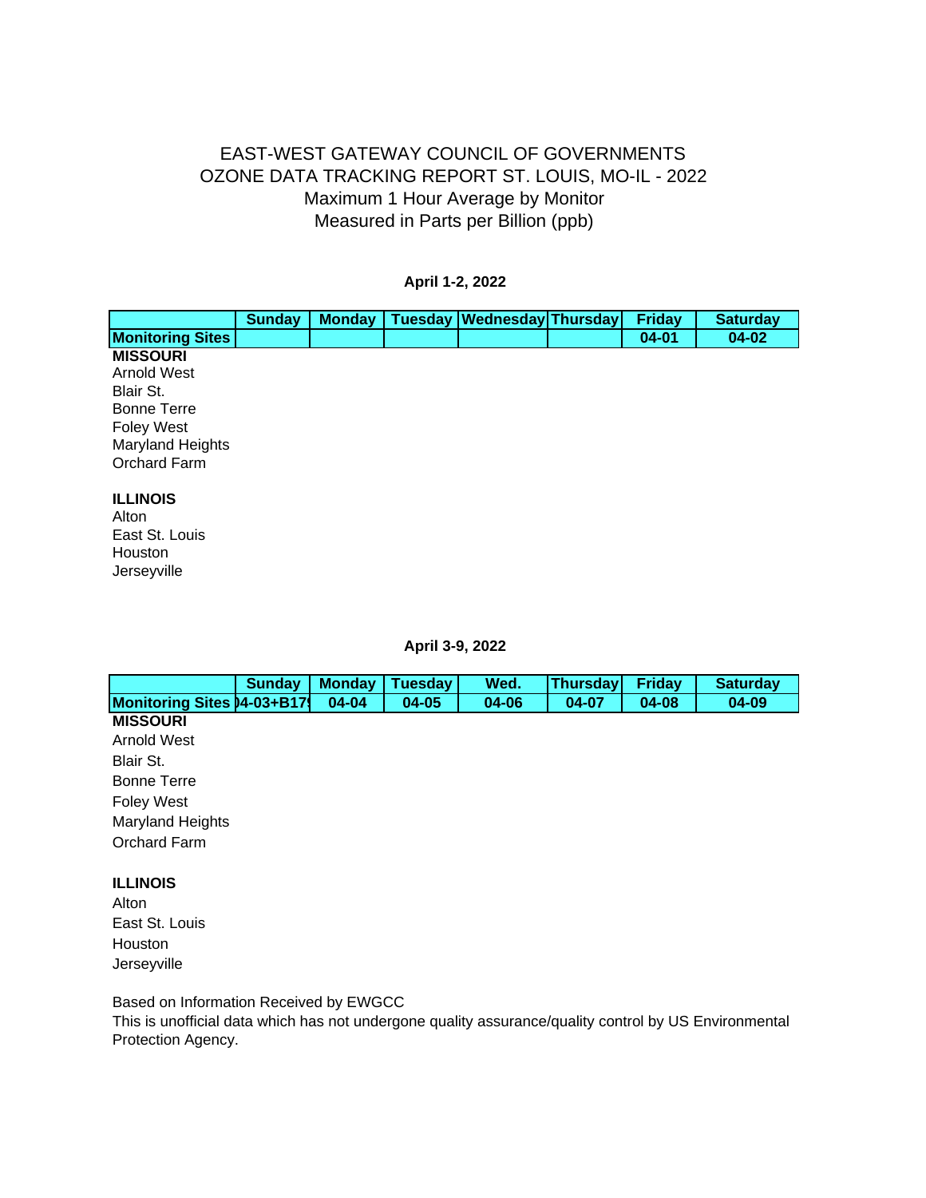EAST-WEST GATEWAY COUNCIL OF GOVERNMENTS
OZONE DATA TRACKING REPORT ST. LOUIS, MO-IL - 2022
Maximum 1 Hour Average by Monitor
Measured in Parts per Billion (ppb)

**April 1-2, 2022**

| | Sunday | Monday | Tuesday | Wednesday | Thursday | Friday | Saturday |
|---|---|---|---|---|---|---|---|
| **Monitoring Sites** | | | | | | **04-01** | **04-02** |
| **MISSOURI** | | | | | | | |
| Arnold West | | | | | | | |
| Blair St. | | | | | | | |
| Bonne Terre | | | | | | | |
| Foley West | | | | | | | |
| Maryland Heights | | | | | | | |
| Orchard Farm | | | | | | | |
| | | | | | | | |
| **ILLINOIS** | | | | | | | |
| Alton | | | | | | | |
| East St. Louis | | | | | | | |
| Houston | | | | | | | |
| Jerseyville | | | | | | | |

**April 3-9, 2022**

| | Sunday | Monday | Tuesday | Wed. | Thursday | Friday | Saturday |
|---|---|---|---|---|---|---|---|
| **Monitoring Sites** | **)4-03+B179** | **04-04** | **04-05** | **04-06** | **04-07** | **04-08** | **04-09** |
| **MISSOURI** | | | | | | | |
| Arnold West | | | | | | | |
| Blair St. | | | | | | | |
| Bonne Terre | | | | | | | |
| Foley West | | | | | | | |
| Maryland Heights | | | | | | | |
| Orchard Farm | | | | | | | |
| | | | | | | | |
| **ILLINOIS** | | | | | | | |
| Alton | | | | | | | |
| East St. Louis | | | | | | | |
| Houston | | | | | | | |
| Jerseyville | | | | | | | |

Based on Information Received by EWGCC
This is unofficial data which has not undergone quality assurance/quality control by US Environmental Protection Agency.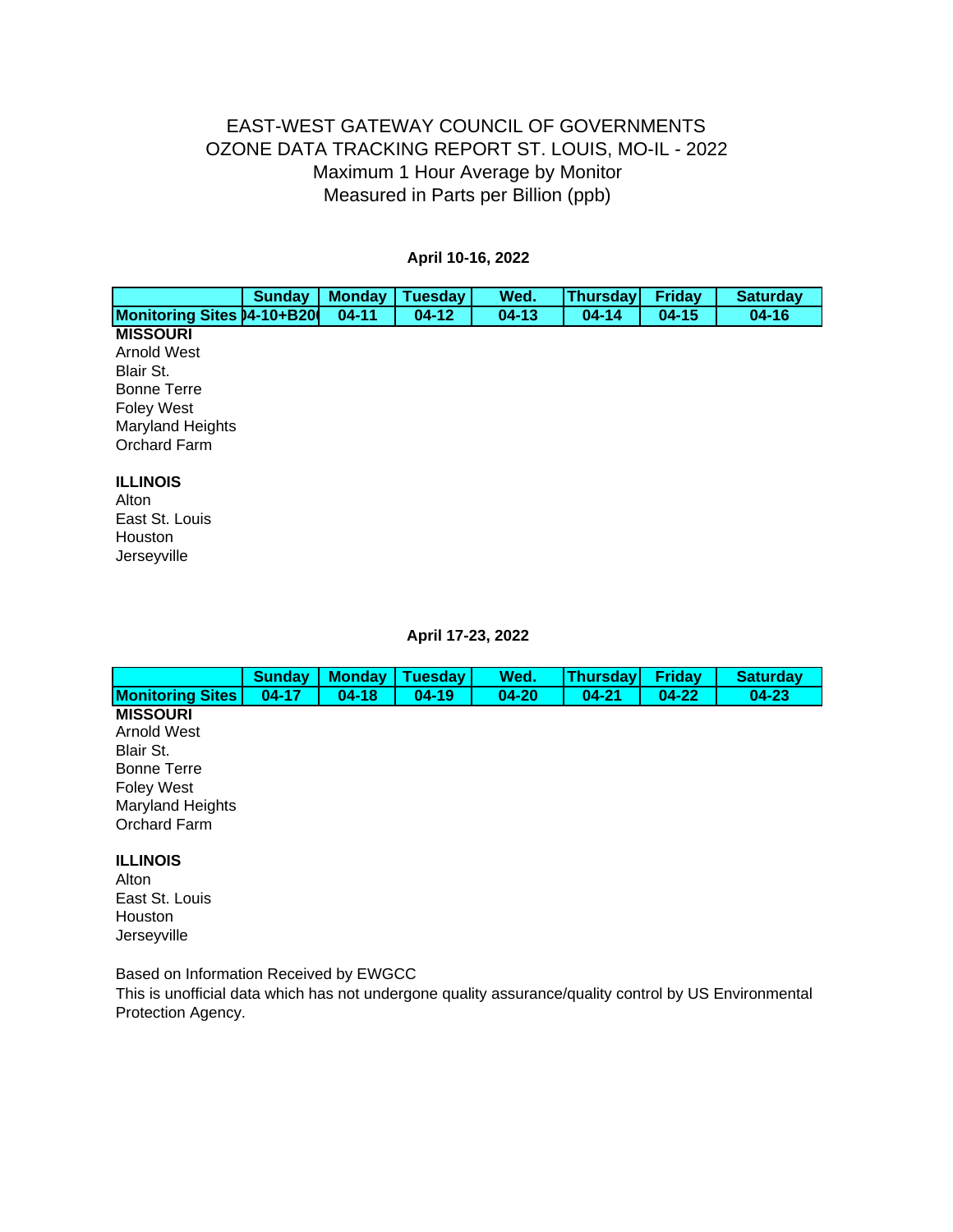EAST-WEST GATEWAY COUNCIL OF GOVERNMENTS
OZONE DATA TRACKING REPORT ST. LOUIS, MO-IL - 2022
Maximum 1 Hour Average by Monitor
Measured in Parts per Billion (ppb)

**April 10-16, 2022**

| | Sunday | Monday | Tuesday | Wed. | Thursday | Friday | Saturday |
|---|---|---|---|---|---|---|---|
| **Monitoring Sites** | **)4-10+B20(** | **04-11** | **04-12** | **04-13** | **04-14** | **04-15** | **04-16** |
| **MISSOURI** | | | | | | | |
| Arnold West | | | | | | | |
| Blair St. | | | | | | | |
| Bonne Terre | | | | | | | |
| Foley West | | | | | | | |
| Maryland Heights | | | | | | | |
| Orchard Farm | | | | | | | |
| | | | | | | | |
| **ILLINOIS** | | | | | | | |
| Alton | | | | | | | |
| East St. Louis | | | | | | | |
| Houston | | | | | | | |
| Jerseyville | | | | | | | |

**April 17-23, 2022**

| | Sunday | Monday | Tuesday | Wed. | Thursday | Friday | Saturday |
|---|---|---|---|---|---|---|---|
| **Monitoring Sites** | **04-17** | **04-18** | **04-19** | **04-20** | **04-21** | **04-22** | **04-23** |
| **MISSOURI** | | | | | | | |
| Arnold West | | | | | | | |
| Blair St. | | | | | | | |
| Bonne Terre | | | | | | | |
| Foley West | | | | | | | |
| Maryland Heights | | | | | | | |
| Orchard Farm | | | | | | | |
| | | | | | | | |
| **ILLINOIS** | | | | | | | |
| Alton | | | | | | | |
| East St. Louis | | | | | | | |
| Houston | | | | | | | |
| Jerseyville | | | | | | | |

Based on Information Received by EWGCC
This is unofficial data which has not undergone quality assurance/quality control by US Environmental Protection Agency.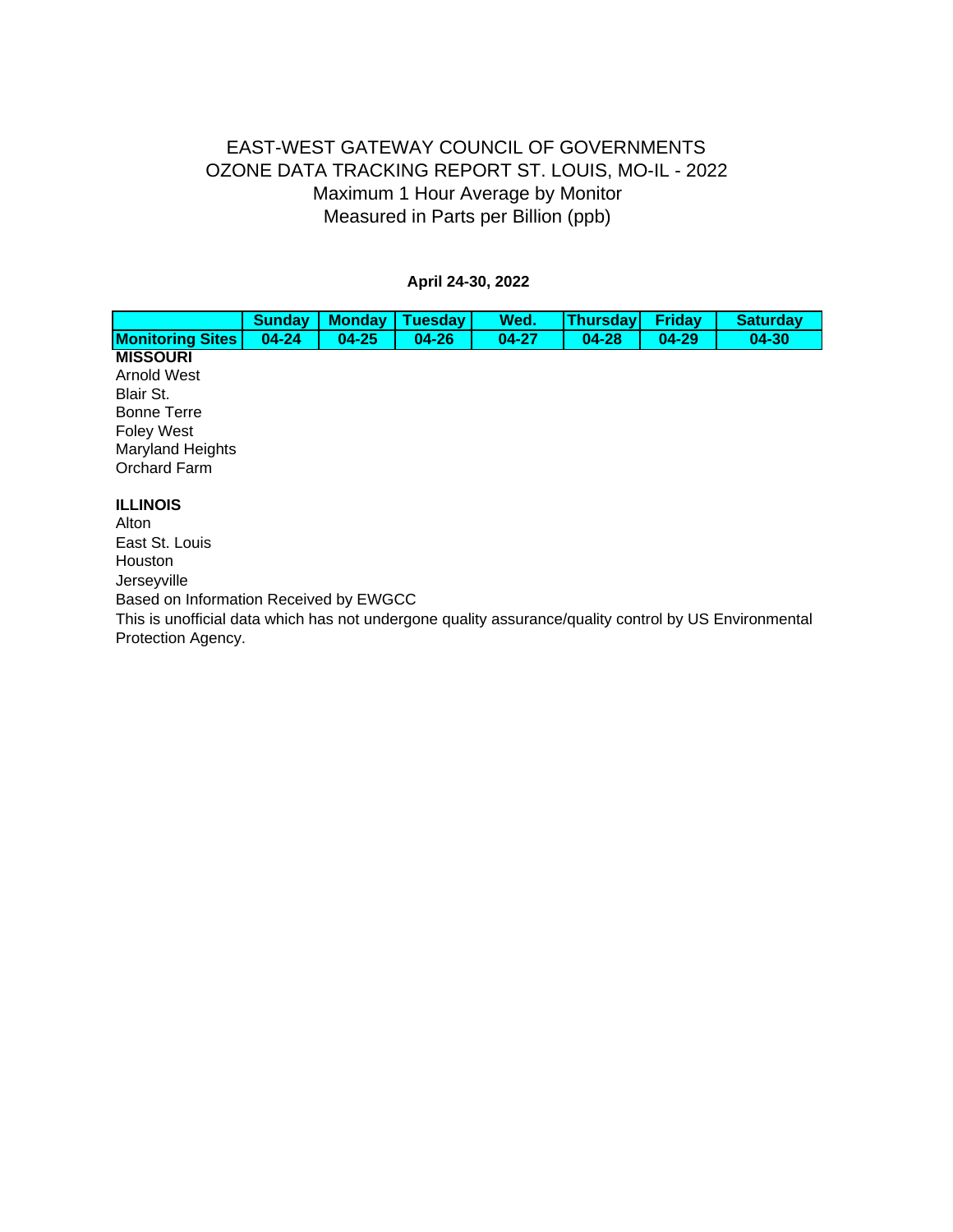EAST-WEST GATEWAY COUNCIL OF GOVERNMENTS
OZONE DATA TRACKING REPORT ST. LOUIS, MO-IL - 2022
Maximum 1 Hour Average by Monitor
Measured in Parts per Billion (ppb)

**April 24-30, 2022**

| | Sunday | Monday | Tuesday | Wed. | Thursday | Friday | Saturday |
|---|---|---|---|---|---|---|---|
| **Monitoring Sites** | **04-24** | **04-25** | **04-26** | **04-27** | **04-28** | **04-29** | **04-30** |
| **MISSOURI** | | | | | | | |
| Arnold West | | | | | | | |
| Blair St. | | | | | | | |
| Bonne Terre | | | | | | | |
| Foley West | | | | | | | |
| Maryland Heights | | | | | | | |
| Orchard Farm | | | | | | | |
| **ILLINOIS** | | | | | | | |
| Alton | | | | | | | |
| East St. Louis | | | | | | | |
| Houston | | | | | | | |
| Jerseyville | | | | | | | |

Based on Information Received by EWGCC

This is unofficial data which has not undergone quality assurance/quality control by US Environmental Protection Agency.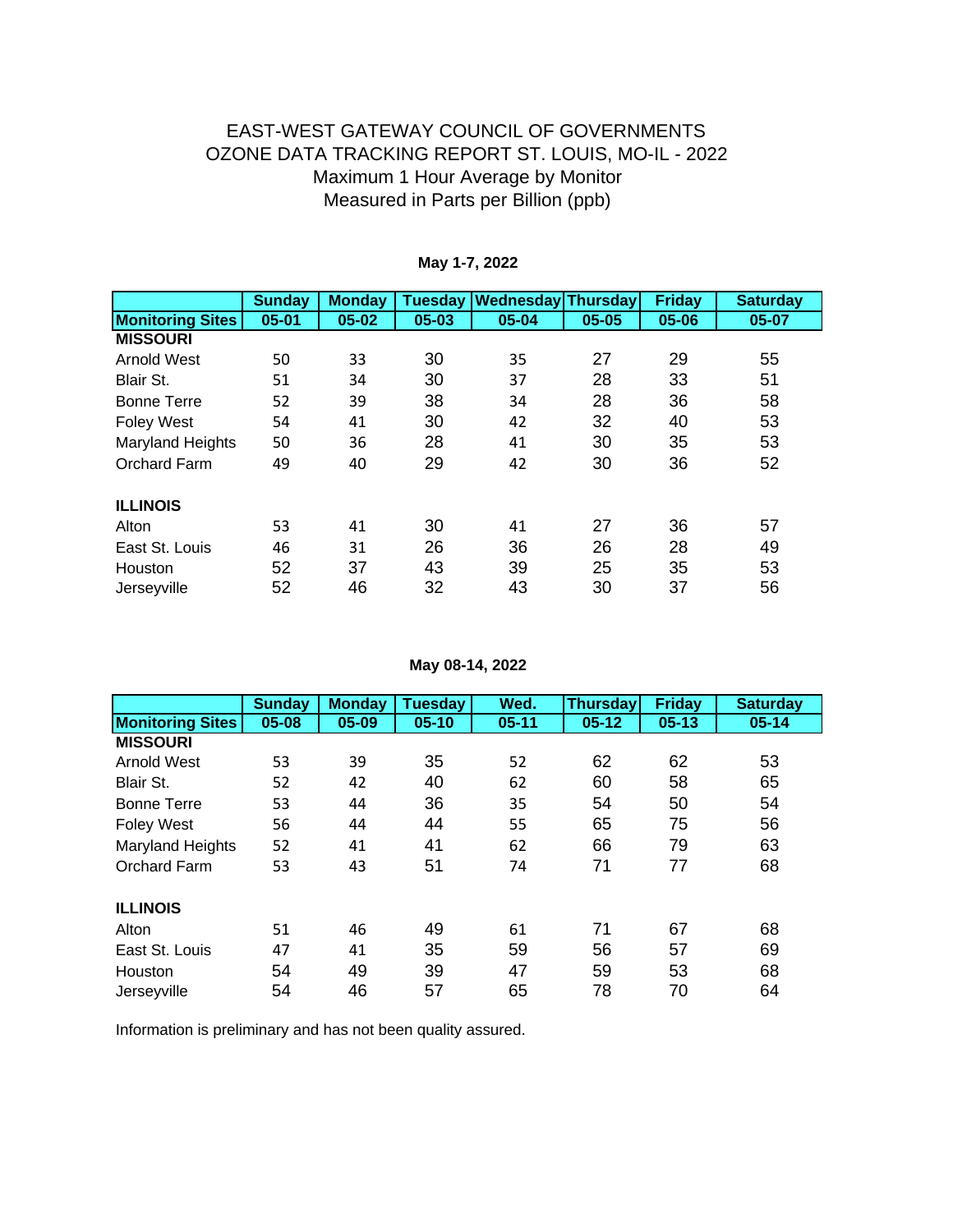# EAST-WEST GATEWAY COUNCIL OF GOVERNMENTS
## OZONE DATA TRACKING REPORT ST. LOUIS, MO-IL - 2022
### Maximum 1 Hour Average by Monitor
### Measured in Parts per Billion (ppb)

**May 1-7, 2022**

| | Sunday | Monday | Tuesday | Wednesday | Thursday | Friday | Saturday |
|---|---|---|---|---|---|---|---|
| **Monitoring Sites** | **05-01** | **05-02** | **05-03** | **05-04** | **05-05** | **05-06** | **05-07** |
| **MISSOURI** | | | | | | | |
| Arnold West | 50 | 33 | 30 | 35 | 27 | 29 | 55 |
| Blair St. | 51 | 34 | 30 | 37 | 28 | 33 | 51 |
| Bonne Terre | 52 | 39 | 38 | 34 | 28 | 36 | 58 |
| Foley West | 54 | 41 | 30 | 42 | 32 | 40 | 53 |
| Maryland Heights | 50 | 36 | 28 | 41 | 30 | 35 | 53 |
| Orchard Farm | 49 | 40 | 29 | 42 | 30 | 36 | 52 |
| **ILLINOIS** | | | | | | | |
| Alton | 53 | 41 | 30 | 41 | 27 | 36 | 57 |
| East St. Louis | 46 | 31 | 26 | 36 | 26 | 28 | 49 |
| Houston | 52 | 37 | 43 | 39 | 25 | 35 | 53 |
| Jerseyville | 52 | 46 | 32 | 43 | 30 | 37 | 56 |

**May 08-14, 2022**

| | Sunday | Monday | Tuesday | Wed. | Thursday | Friday | Saturday |
|---|---|---|---|---|---|---|---|
| **Monitoring Sites** | **05-08** | **05-09** | **05-10** | **05-11** | **05-12** | **05-13** | **05-14** |
| **MISSOURI** | | | | | | | |
| Arnold West | 53 | 39 | 35 | 52 | 62 | 62 | 53 |
| Blair St. | 52 | 42 | 40 | 62 | 60 | 58 | 65 |
| Bonne Terre | 53 | 44 | 36 | 35 | 54 | 50 | 54 |
| Foley West | 56 | 44 | 44 | 55 | 65 | 75 | 56 |
| Maryland Heights | 52 | 41 | 41 | 62 | 66 | 79 | 63 |
| Orchard Farm | 53 | 43 | 51 | 74 | 71 | 77 | 68 |
| **ILLINOIS** | | | | | | | |
| Alton | 51 | 46 | 49 | 61 | 71 | 67 | 68 |
| East St. Louis | 47 | 41 | 35 | 59 | 56 | 57 | 69 |
| Houston | 54 | 49 | 39 | 47 | 59 | 53 | 68 |
| Jerseyville | 54 | 46 | 57 | 65 | 78 | 70 | 64 |

Information is preliminary and has not been quality assured.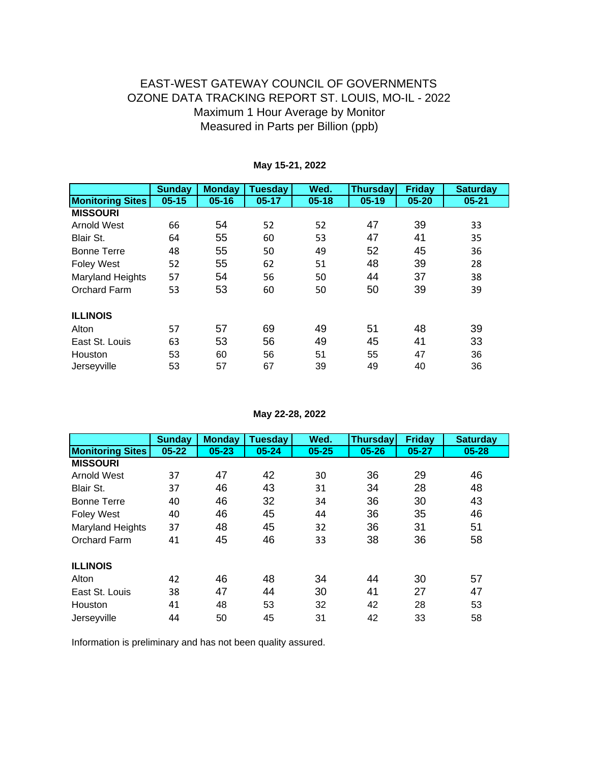# EAST-WEST GATEWAY COUNCIL OF GOVERNMENTS
## OZONE DATA TRACKING REPORT ST. LOUIS, MO-IL - 2022
### Maximum 1 Hour Average by Monitor
### Measured in Parts per Billion (ppb)

**May 15-21, 2022**

| | Sunday | Monday | Tuesday | Wed. | Thursday | Friday | Saturday |
|---|---|---|---|---|---|---|---|
| **Monitoring Sites** | **05-15** | **05-16** | **05-17** | **05-18** | **05-19** | **05-20** | **05-21** |
| **MISSOURI** | | | | | | | |
| Arnold West | 66 | 54 | 52 | 52 | 47 | 39 | 33 |
| Blair St. | 64 | 55 | 60 | 53 | 47 | 41 | 35 |
| Bonne Terre | 48 | 55 | 50 | 49 | 52 | 45 | 36 |
| Foley West | 52 | 55 | 62 | 51 | 48 | 39 | 28 |
| Maryland Heights | 57 | 54 | 56 | 50 | 44 | 37 | 38 |
| Orchard Farm | 53 | 53 | 60 | 50 | 50 | 39 | 39 |
| **ILLINOIS** | | | | | | | |
| Alton | 57 | 57 | 69 | 49 | 51 | 48 | 39 |
| East St. Louis | 63 | 53 | 56 | 49 | 45 | 41 | 33 |
| Houston | 53 | 60 | 56 | 51 | 55 | 47 | 36 |
| Jerseyville | 53 | 57 | 67 | 39 | 49 | 40 | 36 |

**May 22-28, 2022**

| | Sunday | Monday | Tuesday | Wed. | Thursday | Friday | Saturday |
|---|---|---|---|---|---|---|---|
| **Monitoring Sites** | **05-22** | **05-23** | **05-24** | **05-25** | **05-26** | **05-27** | **05-28** |
| **MISSOURI** | | | | | | | |
| Arnold West | 37 | 47 | 42 | 30 | 36 | 29 | 46 |
| Blair St. | 37 | 46 | 43 | 31 | 34 | 28 | 48 |
| Bonne Terre | 40 | 46 | 32 | 34 | 36 | 30 | 43 |
| Foley West | 40 | 46 | 45 | 44 | 36 | 35 | 46 |
| Maryland Heights | 37 | 48 | 45 | 32 | 36 | 31 | 51 |
| Orchard Farm | 41 | 45 | 46 | 33 | 38 | 36 | 58 |
| **ILLINOIS** | | | | | | | |
| Alton | 42 | 46 | 48 | 34 | 44 | 30 | 57 |
| East St. Louis | 38 | 47 | 44 | 30 | 41 | 27 | 47 |
| Houston | 41 | 48 | 53 | 32 | 42 | 28 | 53 |
| Jerseyville | 44 | 50 | 45 | 31 | 42 | 33 | 58 |

Information is preliminary and has not been quality assured.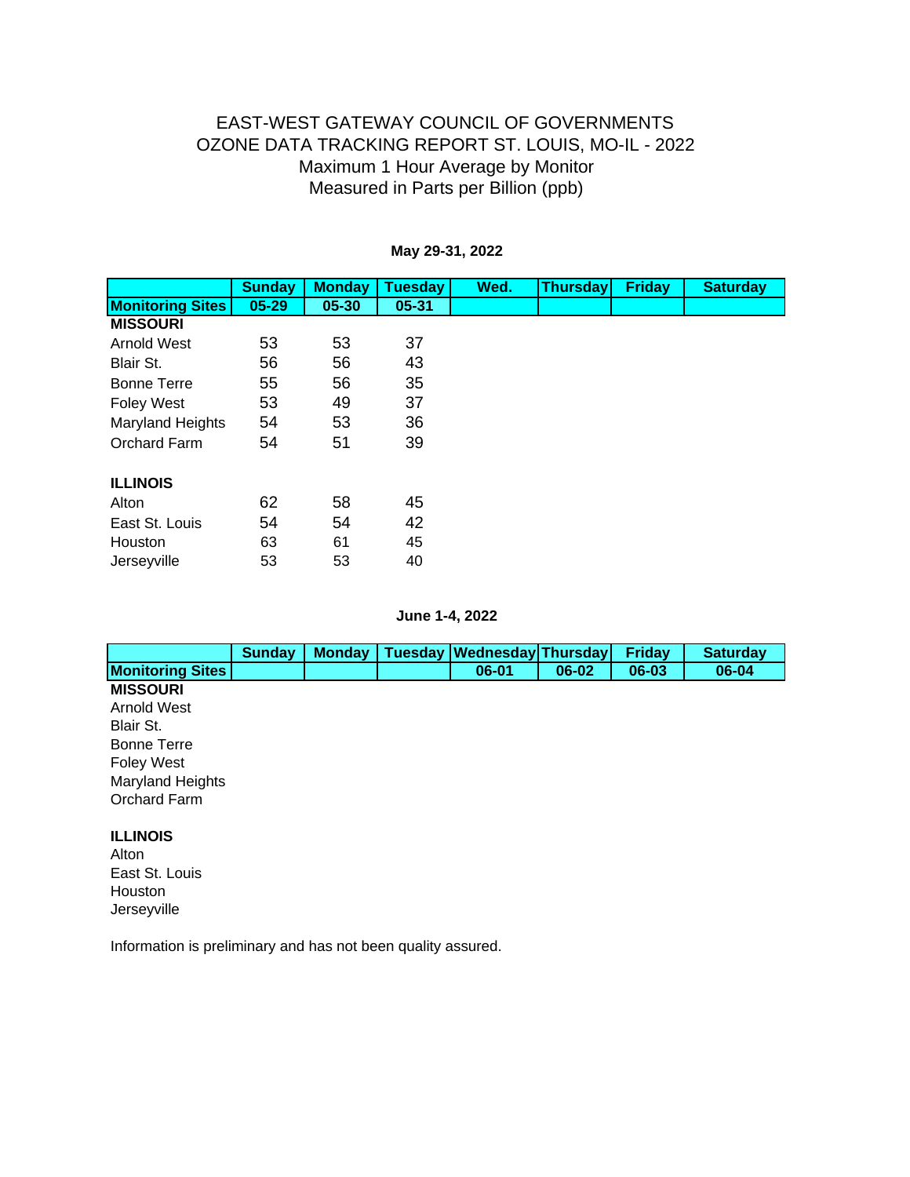EAST-WEST GATEWAY COUNCIL OF GOVERNMENTS
OZONE DATA TRACKING REPORT ST. LOUIS, MO-IL - 2022
Maximum 1 Hour Average by Monitor
Measured in Parts per Billion (ppb)

**May 29-31, 2022**

| | Sunday | Monday | Tuesday | Wed. | Thursday | Friday | Saturday |
|---|---|---|---|---|---|---|---|
| **Monitoring Sites** | 05-29 | 05-30 | 05-31 | | | | |
| **MISSOURI** | | | | | | | |
| Arnold West | 53 | 53 | 37 | | | | |
| Blair St. | 56 | 56 | 43 | | | | |
| Bonne Terre | 55 | 56 | 35 | | | | |
| Foley West | 53 | 49 | 37 | | | | |
| Maryland Heights | 54 | 53 | 36 | | | | |
| Orchard Farm | 54 | 51 | 39 | | | | |
| **ILLINOIS** | | | | | | | |
| Alton | 62 | 58 | 45 | | | | |
| East St. Louis | 54 | 54 | 42 | | | | |
| Houston | 63 | 61 | 45 | | | | |
| Jerseyville | 53 | 53 | 40 | | | | |

**June 1-4, 2022**

| | Sunday | Monday | Tuesday | Wednesday | Thursday | Friday | Saturday |
|---|---|---|---|---|---|---|---|
| **Monitoring Sites** | | | | 06-01 | 06-02 | 06-03 | 06-04 |
| **MISSOURI** | | | | | | | |
| Arnold West | | | | | | | |
| Blair St. | | | | | | | |
| Bonne Terre | | | | | | | |
| Foley West | | | | | | | |
| Maryland Heights | | | | | | | |
| Orchard Farm | | | | | | | |
| **ILLINOIS** | | | | | | | |
| Alton | | | | | | | |
| East St. Louis | | | | | | | |
| Houston | | | | | | | |
| Jerseyville | | | | | | | |

Information is preliminary and has not been quality assured.